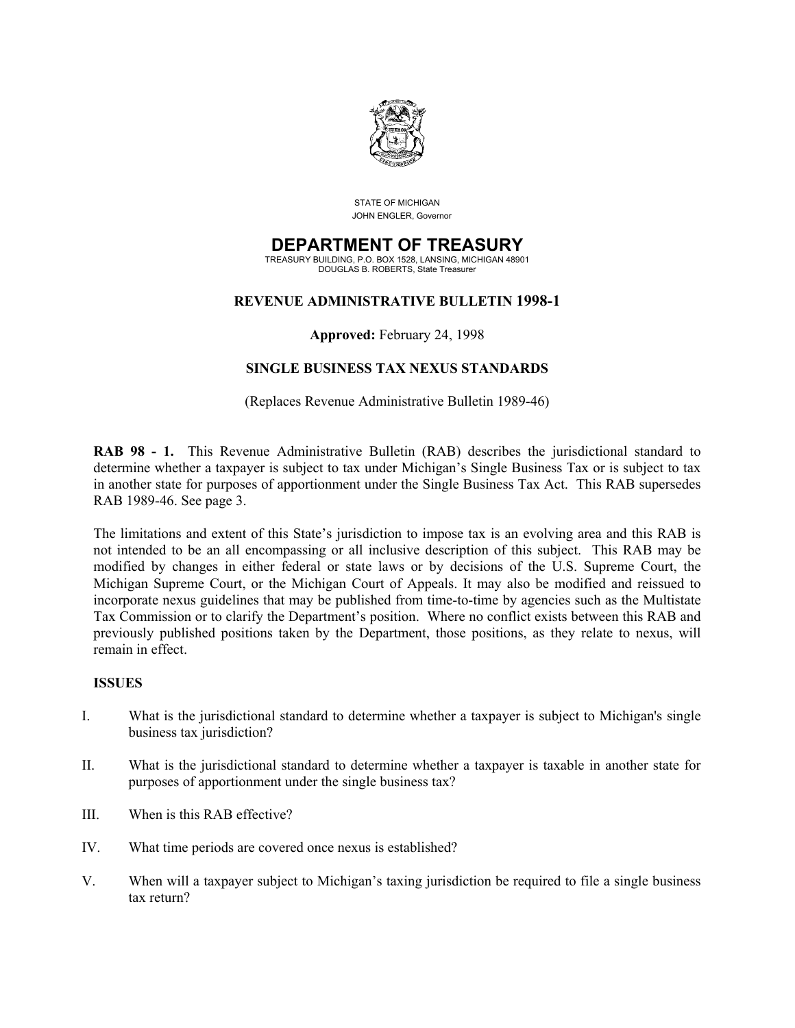STATE OF MICHIGAN
JOHN ENGLER, Governor

# DEPARTMENT OF TREASURY

TREASURY BUILDING, P.O. BOX 1528, LANSING, MICHIGAN 48901
DOUGLAS B. ROBERTS, State Treasurer

## REVENUE ADMINISTRATIVE BULLETIN 1998-1

**Approved:** February 24, 1998

## SINGLE BUSINESS TAX NEXUS STANDARDS

(Replaces Revenue Administrative Bulletin 1989-46)

**RAB 98 - 1.** This Revenue Administrative Bulletin (RAB) describes the jurisdictional standard to determine whether a taxpayer is subject to tax under Michigan's Single Business Tax or is subject to tax in another state for purposes of apportionment under the Single Business Tax Act. This RAB supersedes RAB 1989-46. See page 3.

The limitations and extent of this State's jurisdiction to impose tax is an evolving area and this RAB is not intended to be an all encompassing or all inclusive description of this subject. This RAB may be modified by changes in either federal or state laws or by decisions of the U.S. Supreme Court, the Michigan Supreme Court, or the Michigan Court of Appeals. It may also be modified and reissued to incorporate nexus guidelines that may be published from time-to-time by agencies such as the Multistate Tax Commission or to clarify the Department's position. Where no conflict exists between this RAB and previously published positions taken by the Department, those positions, as they relate to nexus, will remain in effect.

**ISSUES**

I. What is the jurisdictional standard to determine whether a taxpayer is subject to Michigan's single business tax jurisdiction?

II. What is the jurisdictional standard to determine whether a taxpayer is taxable in another state for purposes of apportionment under the single business tax?

III. When is this RAB effective?

IV. What time periods are covered once nexus is established?

V. When will a taxpayer subject to Michigan's taxing jurisdiction be required to file a single business tax return?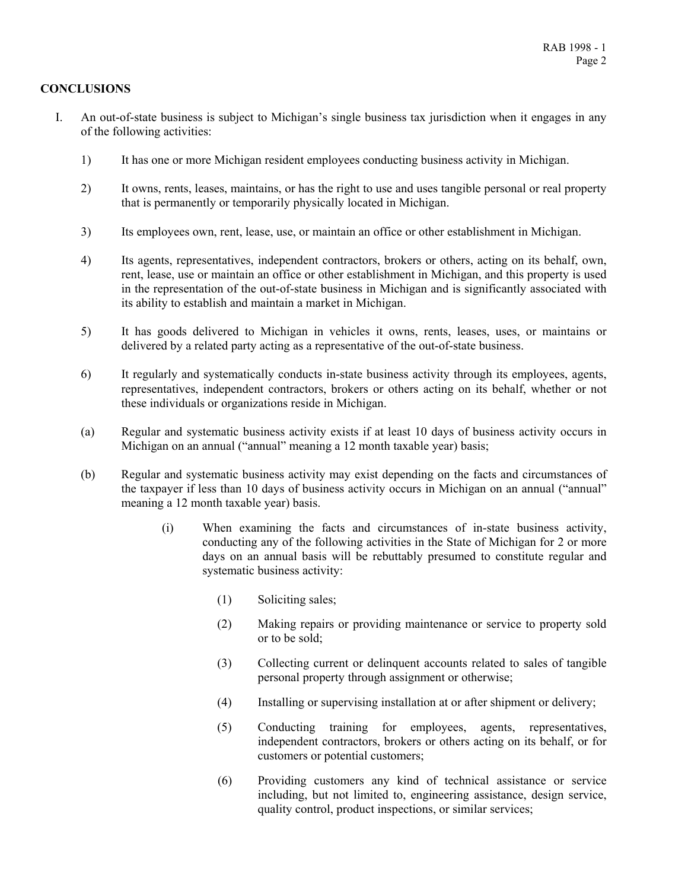## CONCLUSIONS

I. An out-of-state business is subject to Michigan's single business tax jurisdiction when it engages in any of the following activities:

1) It has one or more Michigan resident employees conducting business activity in Michigan.

2) It owns, rents, leases, maintains, or has the right to use and uses tangible personal or real property that is permanently or temporarily physically located in Michigan.

3) Its employees own, rent, lease, use, or maintain an office or other establishment in Michigan.

4) Its agents, representatives, independent contractors, brokers or others, acting on its behalf, own, rent, lease, use or maintain an office or other establishment in Michigan, and this property is used in the representation of the out-of-state business in Michigan and is significantly associated with its ability to establish and maintain a market in Michigan.

5) It has goods delivered to Michigan in vehicles it owns, rents, leases, uses, or maintains or delivered by a related party acting as a representative of the out-of-state business.

6) It regularly and systematically conducts in-state business activity through its employees, agents, representatives, independent contractors, brokers or others acting on its behalf, whether or not these individuals or organizations reside in Michigan.

(a) Regular and systematic business activity exists if at least 10 days of business activity occurs in Michigan on an annual ("annual" meaning a 12 month taxable year) basis;

(b) Regular and systematic business activity may exist depending on the facts and circumstances of the taxpayer if less than 10 days of business activity occurs in Michigan on an annual ("annual" meaning a 12 month taxable year) basis.

(i) When examining the facts and circumstances of in-state business activity, conducting any of the following activities in the State of Michigan for 2 or more days on an annual basis will be rebuttably presumed to constitute regular and systematic business activity:

(1) Soliciting sales;

(2) Making repairs or providing maintenance or service to property sold or to be sold;

(3) Collecting current or delinquent accounts related to sales of tangible personal property through assignment or otherwise;

(4) Installing or supervising installation at or after shipment or delivery;

(5) Conducting training for employees, agents, representatives, independent contractors, brokers or others acting on its behalf, or for customers or potential customers;

(6) Providing customers any kind of technical assistance or service including, but not limited to, engineering assistance, design service, quality control, product inspections, or similar services;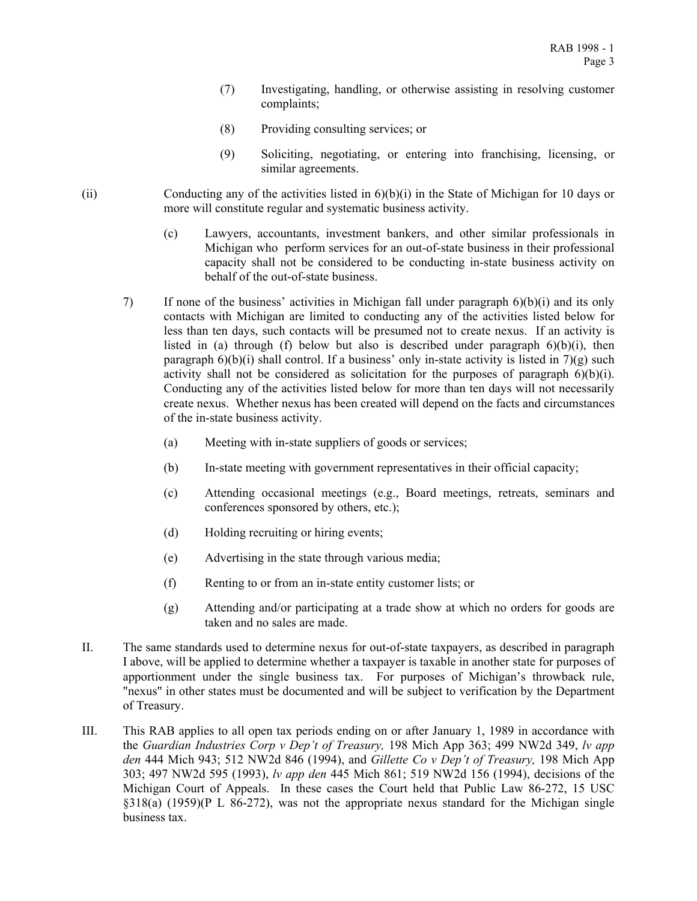(7) Investigating, handling, or otherwise assisting in resolving customer complaints;

(8) Providing consulting services; or

(9) Soliciting, negotiating, or entering into franchising, licensing, or similar agreements.

(ii) Conducting any of the activities listed in 6)(b)(i) in the State of Michigan for 10 days or more will constitute regular and systematic business activity.

(c) Lawyers, accountants, investment bankers, and other similar professionals in Michigan who perform services for an out-of-state business in their professional capacity shall not be considered to be conducting in-state business activity on behalf of the out-of-state business.

7) If none of the business' activities in Michigan fall under paragraph 6)(b)(i) and its only contacts with Michigan are limited to conducting any of the activities listed below for less than ten days, such contacts will be presumed not to create nexus. If an activity is listed in (a) through (f) below but also is described under paragraph 6)(b)(i), then paragraph 6)(b)(i) shall control. If a business' only in-state activity is listed in 7)(g) such activity shall not be considered as solicitation for the purposes of paragraph 6)(b)(i). Conducting any of the activities listed below for more than ten days will not necessarily create nexus. Whether nexus has been created will depend on the facts and circumstances of the in-state business activity.

(a) Meeting with in-state suppliers of goods or services;

(b) In-state meeting with government representatives in their official capacity;

(c) Attending occasional meetings (e.g., Board meetings, retreats, seminars and conferences sponsored by others, etc.);

(d) Holding recruiting or hiring events;

(e) Advertising in the state through various media;

(f) Renting to or from an in-state entity customer lists; or

(g) Attending and/or participating at a trade show at which no orders for goods are taken and no sales are made.

II. The same standards used to determine nexus for out-of-state taxpayers, as described in paragraph I above, will be applied to determine whether a taxpayer is taxable in another state for purposes of apportionment under the single business tax. For purposes of Michigan's throwback rule, "nexus" in other states must be documented and will be subject to verification by the Department of Treasury.

III. This RAB applies to all open tax periods ending on or after January 1, 1989 in accordance with the *Guardian Industries Corp v Dep't of Treasury,* 198 Mich App 363; 499 NW2d 349, *lv app den* 444 Mich 943; 512 NW2d 846 (1994), and *Gillette Co v Dep't of Treasury,* 198 Mich App 303; 497 NW2d 595 (1993), *lv app den* 445 Mich 861; 519 NW2d 156 (1994), decisions of the Michigan Court of Appeals. In these cases the Court held that Public Law 86-272, 15 USC §318(a) (1959)(P L 86-272), was not the appropriate nexus standard for the Michigan single business tax.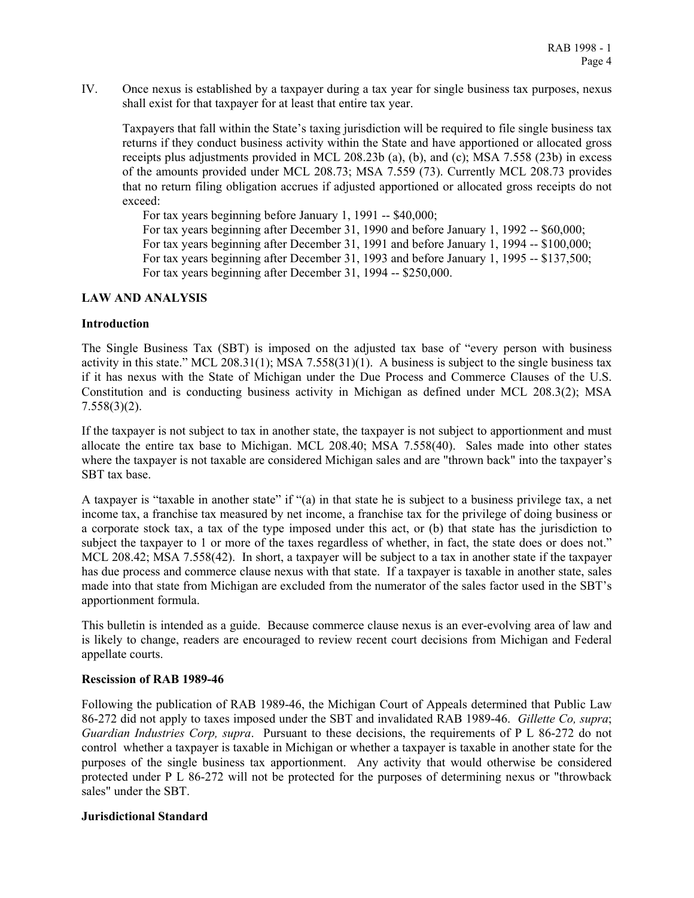IV. Once nexus is established by a taxpayer during a tax year for single business tax purposes, nexus shall exist for that taxpayer for at least that entire tax year.

Taxpayers that fall within the State's taxing jurisdiction will be required to file single business tax returns if they conduct business activity within the State and have apportioned or allocated gross receipts plus adjustments provided in MCL 208.23b (a), (b), and (c); MSA 7.558 (23b) in excess of the amounts provided under MCL 208.73; MSA 7.559 (73). Currently MCL 208.73 provides that no return filing obligation accrues if adjusted apportioned or allocated gross receipts do not exceed:

For tax years beginning before January 1, 1991 -- $40,000;
For tax years beginning after December 31, 1990 and before January 1, 1992 -- $60,000;
For tax years beginning after December 31, 1991 and before January 1, 1994 -- $100,000;
For tax years beginning after December 31, 1993 and before January 1, 1995 -- $137,500;
For tax years beginning after December 31, 1994 -- $250,000.

## LAW AND ANALYSIS

### Introduction

The Single Business Tax (SBT) is imposed on the adjusted tax base of "every person with business activity in this state." MCL 208.31(1); MSA 7.558(31)(1). A business is subject to the single business tax if it has nexus with the State of Michigan under the Due Process and Commerce Clauses of the U.S. Constitution and is conducting business activity in Michigan as defined under MCL 208.3(2); MSA 7.558(3)(2).

If the taxpayer is not subject to tax in another state, the taxpayer is not subject to apportionment and must allocate the entire tax base to Michigan. MCL 208.40; MSA 7.558(40). Sales made into other states where the taxpayer is not taxable are considered Michigan sales and are "thrown back" into the taxpayer's SBT tax base.

A taxpayer is "taxable in another state" if "(a) in that state he is subject to a business privilege tax, a net income tax, a franchise tax measured by net income, a franchise tax for the privilege of doing business or a corporate stock tax, a tax of the type imposed under this act, or (b) that state has the jurisdiction to subject the taxpayer to 1 or more of the taxes regardless of whether, in fact, the state does or does not." MCL 208.42; MSA 7.558(42). In short, a taxpayer will be subject to a tax in another state if the taxpayer has due process and commerce clause nexus with that state. If a taxpayer is taxable in another state, sales made into that state from Michigan are excluded from the numerator of the sales factor used in the SBT's apportionment formula.

This bulletin is intended as a guide. Because commerce clause nexus is an ever-evolving area of law and is likely to change, readers are encouraged to review recent court decisions from Michigan and Federal appellate courts.

### Rescission of RAB 1989-46

Following the publication of RAB 1989-46, the Michigan Court of Appeals determined that Public Law 86-272 did not apply to taxes imposed under the SBT and invalidated RAB 1989-46. *Gillette Co, supra*; *Guardian Industries Corp, supra*. Pursuant to these decisions, the requirements of P L 86-272 do not control whether a taxpayer is taxable in Michigan or whether a taxpayer is taxable in another state for the purposes of the single business tax apportionment. Any activity that would otherwise be considered protected under P L 86-272 will not be protected for the purposes of determining nexus or "throwback sales" under the SBT.

### Jurisdictional Standard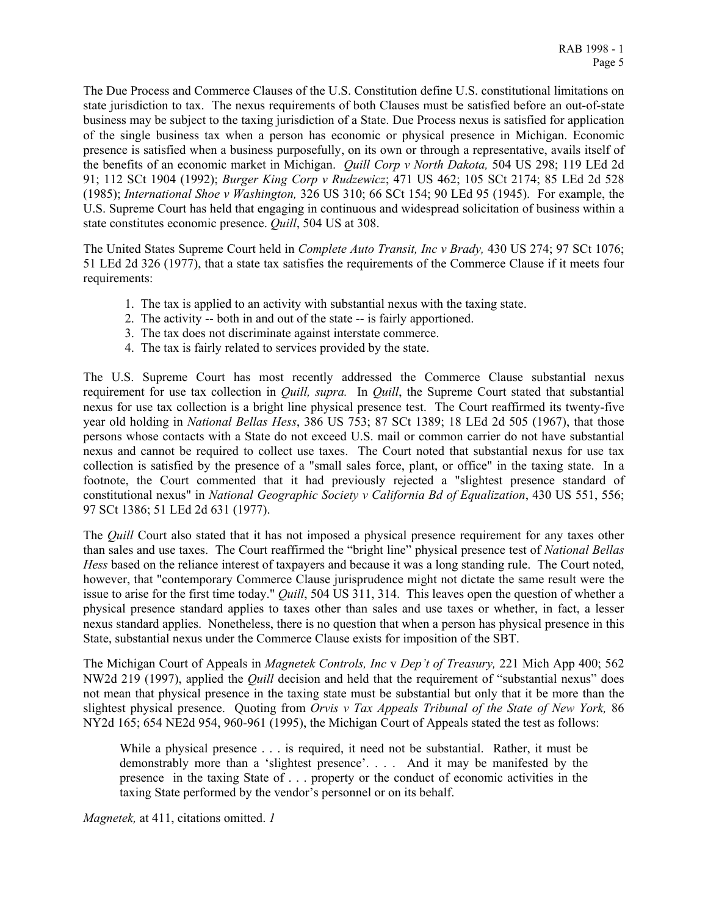The Due Process and Commerce Clauses of the U.S. Constitution define U.S. constitutional limitations on state jurisdiction to tax. The nexus requirements of both Clauses must be satisfied before an out-of-state business may be subject to the taxing jurisdiction of a State. Due Process nexus is satisfied for application of the single business tax when a person has economic or physical presence in Michigan. Economic presence is satisfied when a business purposefully, on its own or through a representative, avails itself of the benefits of an economic market in Michigan. *Quill Corp v North Dakota,* 504 US 298; 119 LEd 2d 91; 112 SCt 1904 (1992); *Burger King Corp v Rudzewicz*; 471 US 462; 105 SCt 2174; 85 LEd 2d 528 (1985); *International Shoe v Washington,* 326 US 310; 66 SCt 154; 90 LEd 95 (1945). For example, the U.S. Supreme Court has held that engaging in continuous and widespread solicitation of business within a state constitutes economic presence. *Quill*, 504 US at 308.

The United States Supreme Court held in *Complete Auto Transit, Inc v Brady,* 430 US 274; 97 SCt 1076; 51 LEd 2d 326 (1977), that a state tax satisfies the requirements of the Commerce Clause if it meets four requirements:

1. The tax is applied to an activity with substantial nexus with the taxing state.
2. The activity -- both in and out of the state -- is fairly apportioned.
3. The tax does not discriminate against interstate commerce.
4. The tax is fairly related to services provided by the state.

The U.S. Supreme Court has most recently addressed the Commerce Clause substantial nexus requirement for use tax collection in *Quill, supra.* In *Quill*, the Supreme Court stated that substantial nexus for use tax collection is a bright line physical presence test. The Court reaffirmed its twenty-five year old holding in *National Bellas Hess*, 386 US 753; 87 SCt 1389; 18 LEd 2d 505 (1967), that those persons whose contacts with a State do not exceed U.S. mail or common carrier do not have substantial nexus and cannot be required to collect use taxes. The Court noted that substantial nexus for use tax collection is satisfied by the presence of a "small sales force, plant, or office" in the taxing state. In a footnote, the Court commented that it had previously rejected a "slightest presence standard of constitutional nexus" in *National Geographic Society v California Bd of Equalization*, 430 US 551, 556; 97 SCt 1386; 51 LEd 2d 631 (1977).

The *Quill* Court also stated that it has not imposed a physical presence requirement for any taxes other than sales and use taxes. The Court reaffirmed the "bright line" physical presence test of *National Bellas Hess* based on the reliance interest of taxpayers and because it was a long standing rule. The Court noted, however, that "contemporary Commerce Clause jurisprudence might not dictate the same result were the issue to arise for the first time today." *Quill*, 504 US 311, 314. This leaves open the question of whether a physical presence standard applies to taxes other than sales and use taxes or whether, in fact, a lesser nexus standard applies. Nonetheless, there is no question that when a person has physical presence in this State, substantial nexus under the Commerce Clause exists for imposition of the SBT.

The Michigan Court of Appeals in *Magnetek Controls, Inc* v *Dep't of Treasury,* 221 Mich App 400; 562 NW2d 219 (1997), applied the *Quill* decision and held that the requirement of "substantial nexus" does not mean that physical presence in the taxing state must be substantial but only that it be more than the slightest physical presence. Quoting from *Orvis v Tax Appeals Tribunal of the State of New York,* 86 NY2d 165; 654 NE2d 954, 960-961 (1995), the Michigan Court of Appeals stated the test as follows:

> While a physical presence . . . is required, it need not be substantial. Rather, it must be demonstrably more than a 'slightest presence'. . . . And it may be manifested by the presence in the taxing State of . . . property or the conduct of economic activities in the taxing State performed by the vendor's personnel or on its behalf.

*Magnetek,* at 411, citations omitted. *1*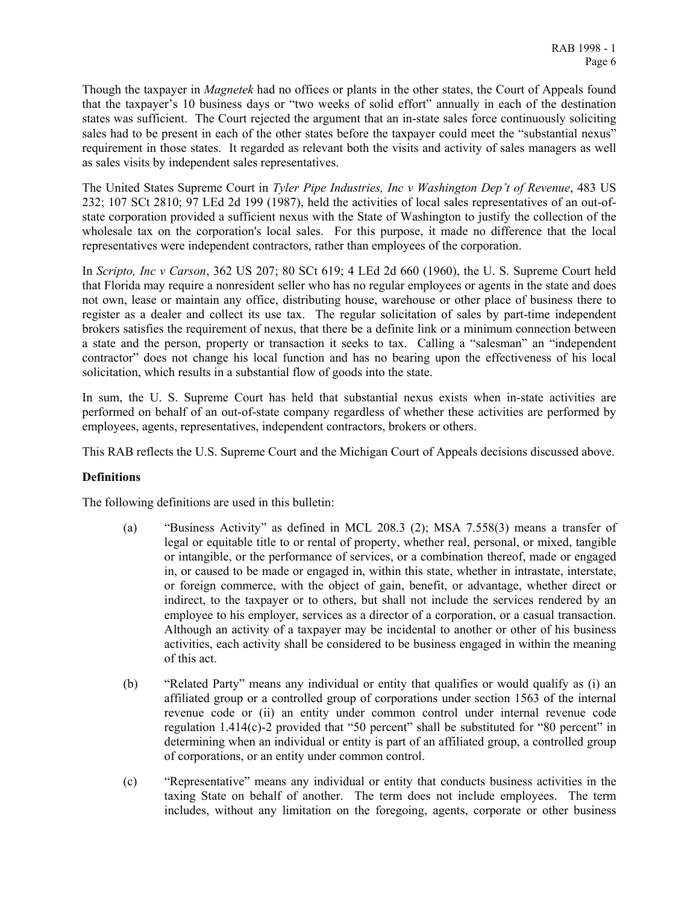Though the taxpayer in *Magnetek* had no offices or plants in the other states, the Court of Appeals found that the taxpayer's 10 business days or "two weeks of solid effort" annually in each of the destination states was sufficient. The Court rejected the argument that an in-state sales force continuously soliciting sales had to be present in each of the other states before the taxpayer could meet the "substantial nexus" requirement in those states. It regarded as relevant both the visits and activity of sales managers as well as sales visits by independent sales representatives.

The United States Supreme Court in *Tyler Pipe Industries, Inc v Washington Dep't of Revenue*, 483 US 232; 107 SCt 2810; 97 LEd 2d 199 (1987), held the activities of local sales representatives of an out-of-state corporation provided a sufficient nexus with the State of Washington to justify the collection of the wholesale tax on the corporation's local sales. For this purpose, it made no difference that the local representatives were independent contractors, rather than employees of the corporation.

In *Scripto, Inc v Carson*, 362 US 207; 80 SCt 619; 4 LEd 2d 660 (1960), the U. S. Supreme Court held that Florida may require a nonresident seller who has no regular employees or agents in the state and does not own, lease or maintain any office, distributing house, warehouse or other place of business there to register as a dealer and collect its use tax. The regular solicitation of sales by part-time independent brokers satisfies the requirement of nexus, that there be a definite link or a minimum connection between a state and the person, property or transaction it seeks to tax. Calling a "salesman" an "independent contractor" does not change his local function and has no bearing upon the effectiveness of his local solicitation, which results in a substantial flow of goods into the state.

In sum, the U. S. Supreme Court has held that substantial nexus exists when in-state activities are performed on behalf of an out-of-state company regardless of whether these activities are performed by employees, agents, representatives, independent contractors, brokers or others.

This RAB reflects the U.S. Supreme Court and the Michigan Court of Appeals decisions discussed above.

**Definitions**

The following definitions are used in this bulletin:

(a) "Business Activity" as defined in MCL 208.3 (2); MSA 7.558(3) means a transfer of legal or equitable title to or rental of property, whether real, personal, or mixed, tangible or intangible, or the performance of services, or a combination thereof, made or engaged in, or caused to be made or engaged in, within this state, whether in intrastate, interstate, or foreign commerce, with the object of gain, benefit, or advantage, whether direct or indirect, to the taxpayer or to others, but shall not include the services rendered by an employee to his employer, services as a director of a corporation, or a casual transaction. Although an activity of a taxpayer may be incidental to another or other of his business activities, each activity shall be considered to be business engaged in within the meaning of this act.

(b) "Related Party" means any individual or entity that qualifies or would qualify as (i) an affiliated group or a controlled group of corporations under section 1563 of the internal revenue code or (ii) an entity under common control under internal revenue code regulation 1.414(c)-2 provided that "50 percent" shall be substituted for "80 percent" in determining when an individual or entity is part of an affiliated group, a controlled group of corporations, or an entity under common control.

(c) "Representative" means any individual or entity that conducts business activities in the taxing State on behalf of another. The term does not include employees. The term includes, without any limitation on the foregoing, agents, corporate or other business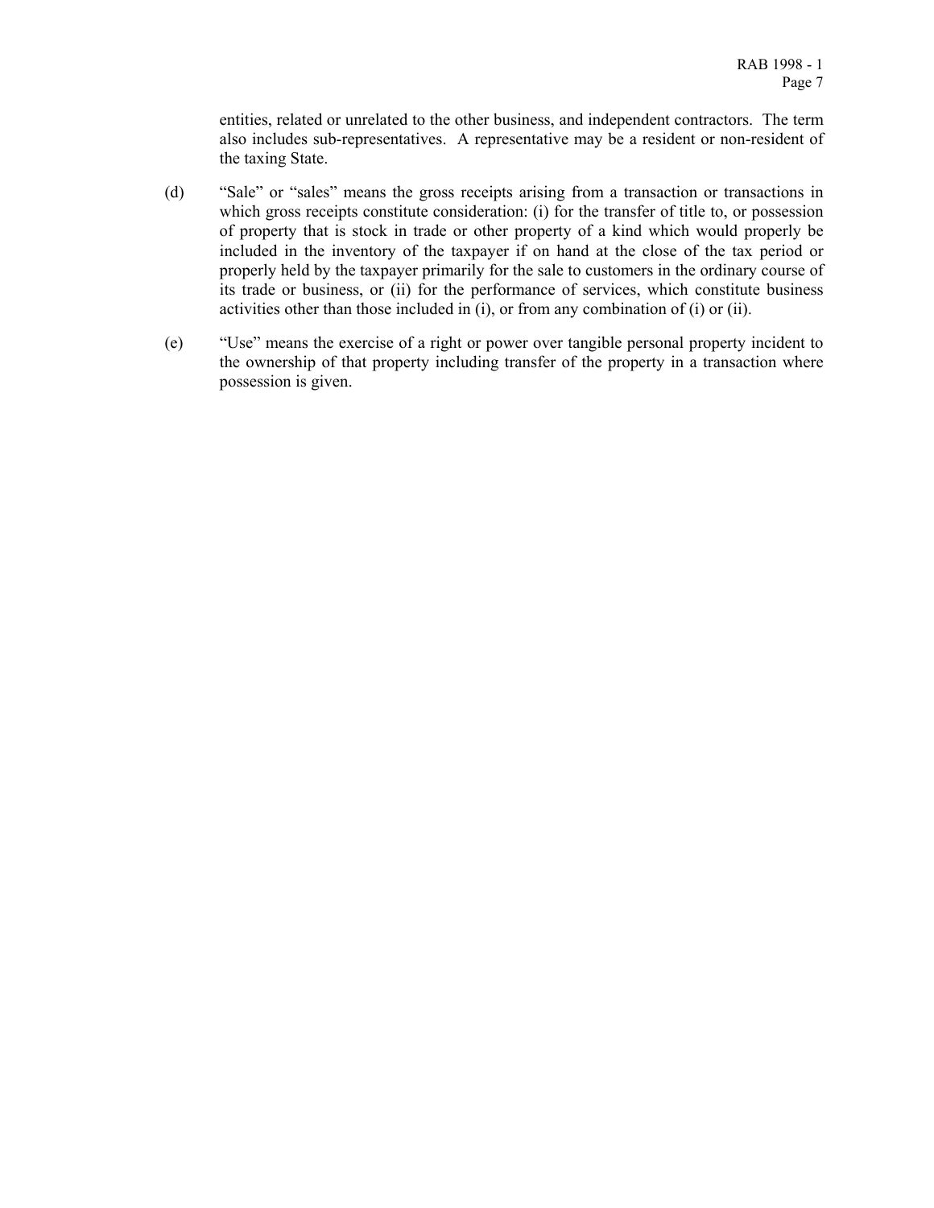entities, related or unrelated to the other business, and independent contractors. The term also includes sub-representatives. A representative may be a resident or non-resident of the taxing State.

(d) "Sale" or "sales" means the gross receipts arising from a transaction or transactions in which gross receipts constitute consideration: (i) for the transfer of title to, or possession of property that is stock in trade or other property of a kind which would properly be included in the inventory of the taxpayer if on hand at the close of the tax period or properly held by the taxpayer primarily for the sale to customers in the ordinary course of its trade or business, or (ii) for the performance of services, which constitute business activities other than those included in (i), or from any combination of (i) or (ii).

(e) "Use" means the exercise of a right or power over tangible personal property incident to the ownership of that property including transfer of the property in a transaction where possession is given.